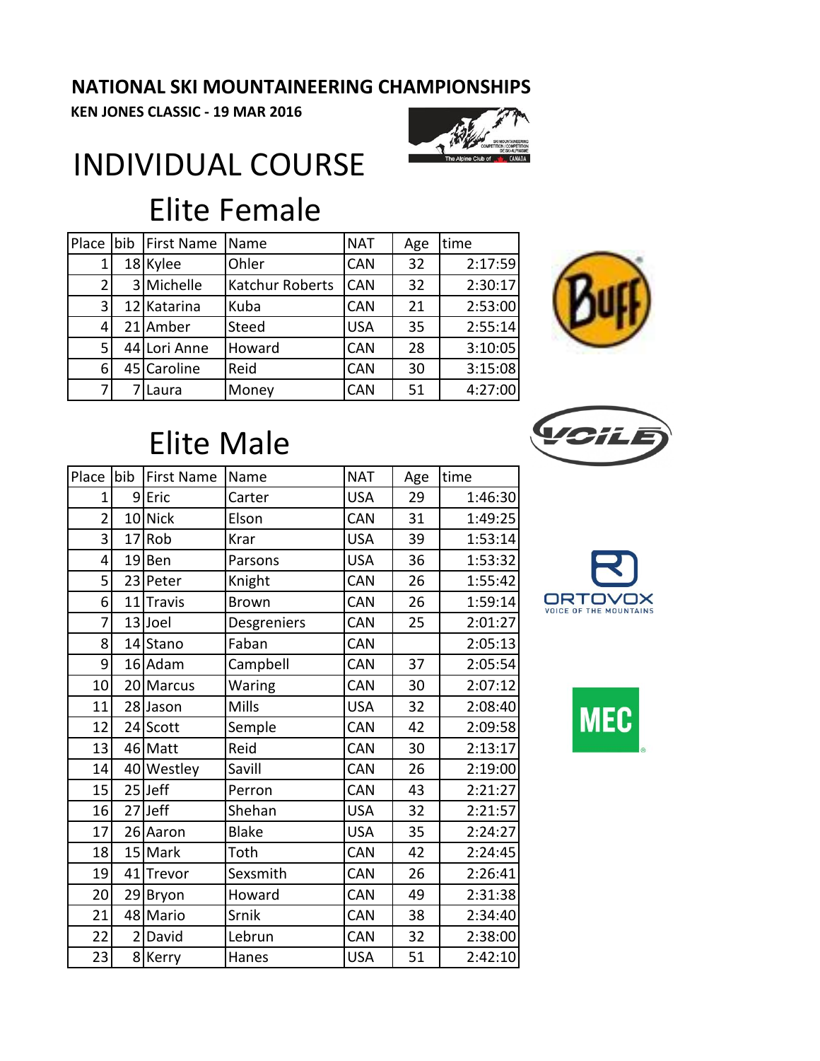# NATIONAL SKI MOUNTAINEERING CHAMPIONSHIPS

**KEN JONES CLASSIC - 19 MAR 2016**

# INDIVIDUAL COURSE

## Elite Female

| Place | bib | First Name | Name | NAT | Age | time |
|---|---|---|---|---|---|---|
| 1 | 18 | Kylee | Ohler | CAN | 32 | 2:17:59 |
| 2 | 3 | Michelle | Katchur Roberts | CAN | 32 | 2:30:17 |
| 3 | 12 | Katarina | Kuba | CAN | 21 | 2:53:00 |
| 4 | 21 | Amber | Steed | USA | 35 | 2:55:14 |
| 5 | 44 | Lori Anne | Howard | CAN | 28 | 3:10:05 |
| 6 | 45 | Caroline | Reid | CAN | 30 | 3:15:08 |
| 7 | 7 | Laura | Money | CAN | 51 | 4:27:00 |

## Elite Male

| Place | bib | First Name | Name | NAT | Age | time |
|---|---|---|---|---|---|---|
| 1 | 9 | Eric | Carter | USA | 29 | 1:46:30 |
| 2 | 10 | Nick | Elson | CAN | 31 | 1:49:25 |
| 3 | 17 | Rob | Krar | USA | 39 | 1:53:14 |
| 4 | 19 | Ben | Parsons | USA | 36 | 1:53:32 |
| 5 | 23 | Peter | Knight | CAN | 26 | 1:55:42 |
| 6 | 11 | Travis | Brown | CAN | 26 | 1:59:14 |
| 7 | 13 | Joel | Desgreniers | CAN | 25 | 2:01:27 |
| 8 | 14 | Stano | Faban | CAN | | 2:05:13 |
| 9 | 16 | Adam | Campbell | CAN | 37 | 2:05:54 |
| 10 | 20 | Marcus | Waring | CAN | 30 | 2:07:12 |
| 11 | 28 | Jason | Mills | USA | 32 | 2:08:40 |
| 12 | 24 | Scott | Semple | CAN | 42 | 2:09:58 |
| 13 | 46 | Matt | Reid | CAN | 30 | 2:13:17 |
| 14 | 40 | Westley | Savill | CAN | 26 | 2:19:00 |
| 15 | 25 | Jeff | Perron | CAN | 43 | 2:21:27 |
| 16 | 27 | Jeff | Shehan | USA | 32 | 2:21:57 |
| 17 | 26 | Aaron | Blake | USA | 35 | 2:24:27 |
| 18 | 15 | Mark | Toth | CAN | 42 | 2:24:45 |
| 19 | 41 | Trevor | Sexsmith | CAN | 26 | 2:26:41 |
| 20 | 29 | Bryon | Howard | CAN | 49 | 2:31:38 |
| 21 | 48 | Mario | Srnik | CAN | 38 | 2:34:40 |
| 22 | 2 | David | Lebrun | CAN | 32 | 2:38:00 |
| 23 | 8 | Kerry | Hanes | USA | 51 | 2:42:10 |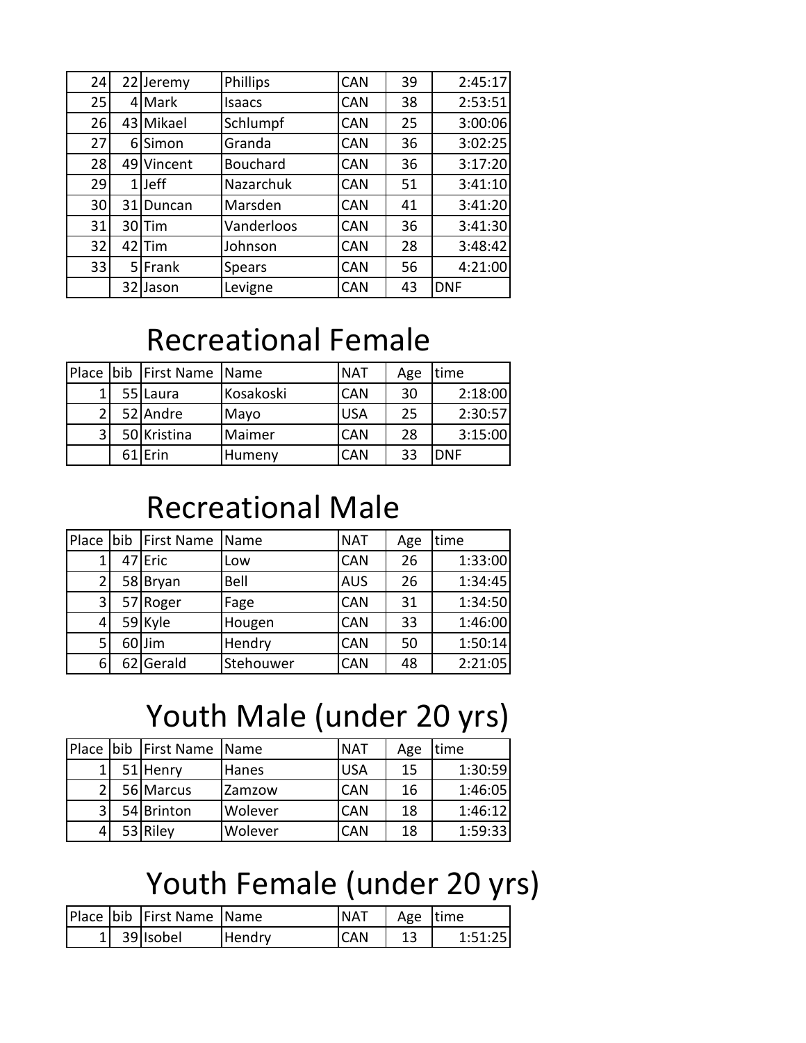| | | | | | | |
|---|---|---|---|---|---|---|
| 24 | 22 | Jeremy | Phillips | CAN | 39 | 2:45:17 |
| 25 | 4 | Mark | Isaacs | CAN | 38 | 2:53:51 |
| 26 | 43 | Mikael | Schlumpf | CAN | 25 | 3:00:06 |
| 27 | 6 | Simon | Granda | CAN | 36 | 3:02:25 |
| 28 | 49 | Vincent | Bouchard | CAN | 36 | 3:17:20 |
| 29 | 1 | Jeff | Nazarchuk | CAN | 51 | 3:41:10 |
| 30 | 31 | Duncan | Marsden | CAN | 41 | 3:41:20 |
| 31 | 30 | Tim | Vanderloos | CAN | 36 | 3:41:30 |
| 32 | 42 | Tim | Johnson | CAN | 28 | 3:48:42 |
| 33 | 5 | Frank | Spears | CAN | 56 | 4:21:00 |
| | 32 | Jason | Levigne | CAN | 43 | DNF |

# Recreational Female

| Place | bib | First Name | Name | NAT | Age | time |
|---|---|---|---|---|---|---|
| 1 | 55 | Laura | Kosakoski | CAN | 30 | 2:18:00 |
| 2 | 52 | Andre | Mayo | USA | 25 | 2:30:57 |
| 3 | 50 | Kristina | Maimer | CAN | 28 | 3:15:00 |
| | 61 | Erin | Humeny | CAN | 33 | DNF |

# Recreational Male

| Place | bib | First Name | Name | NAT | Age | time |
|---|---|---|---|---|---|---|
| 1 | 47 | Eric | Low | CAN | 26 | 1:33:00 |
| 2 | 58 | Bryan | Bell | AUS | 26 | 1:34:45 |
| 3 | 57 | Roger | Fage | CAN | 31 | 1:34:50 |
| 4 | 59 | Kyle | Hougen | CAN | 33 | 1:46:00 |
| 5 | 60 | Jim | Hendry | CAN | 50 | 1:50:14 |
| 6 | 62 | Gerald | Stehouwer | CAN | 48 | 2:21:05 |

# Youth Male (under 20 yrs)

| Place | bib | First Name | Name | NAT | Age | time |
|---|---|---|---|---|---|---|
| 1 | 51 | Henry | Hanes | USA | 15 | 1:30:59 |
| 2 | 56 | Marcus | Zamzow | CAN | 16 | 1:46:05 |
| 3 | 54 | Brinton | Wolever | CAN | 18 | 1:46:12 |
| 4 | 53 | Riley | Wolever | CAN | 18 | 1:59:33 |

# Youth Female (under 20 yrs)

| Place | bib | First Name | Name | NAT | Age | time |
|---|---|---|---|---|---|---|
| 1 | 39 | Isobel | Hendry | CAN | 13 | 1:51:25 |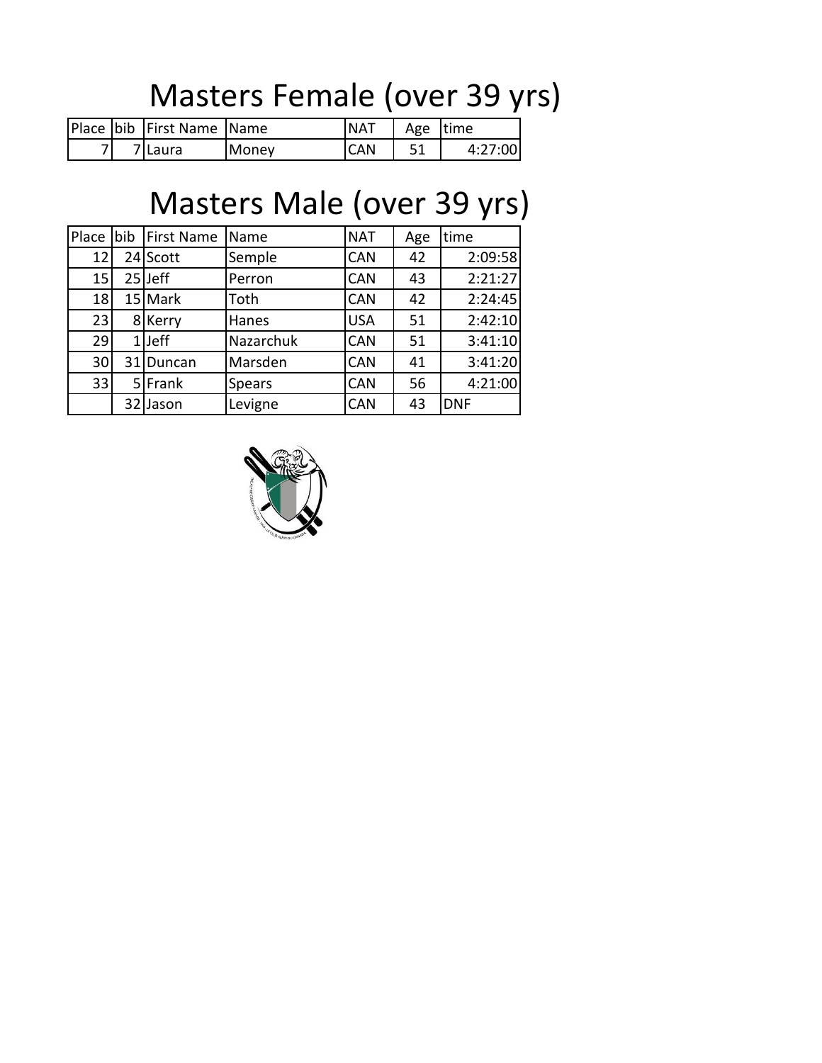# Masters Female (over 39 yrs)

| Place | bib | First Name | Name | NAT | Age | time |
|---|---|---|---|---|---|---|
| 7 | 7 | Laura | Money | CAN | 51 | 4:27:00 |

# Masters Male (over 39 yrs)

| Place | bib | First Name | Name | NAT | Age | time |
|---|---|---|---|---|---|---|
| 12 | 24 | Scott | Semple | CAN | 42 | 2:09:58 |
| 15 | 25 | Jeff | Perron | CAN | 43 | 2:21:27 |
| 18 | 15 | Mark | Toth | CAN | 42 | 2:24:45 |
| 23 | 8 | Kerry | Hanes | USA | 51 | 2:42:10 |
| 29 | 1 | Jeff | Nazarchuk | CAN | 51 | 3:41:10 |
| 30 | 31 | Duncan | Marsden | CAN | 41 | 3:41:20 |
| 33 | 5 | Frank | Spears | CAN | 56 | 4:21:00 |
| | 32 | Jason | Levigne | CAN | 43 | DNF |